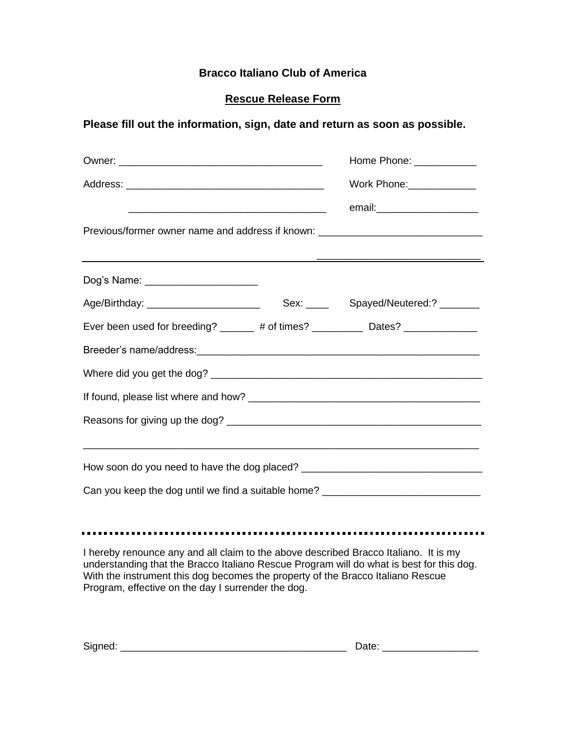**Bracco Italiano Club of America**

**Rescue Release Form**

**Please fill out the information, sign, date and return as soon as possible.**

Owner: ___________________________________ Home Phone: ___________

Address: __________________________________ Work Phone:____________

__________________________________ email:__________________

Previous/former owner name and address if known: ____________________________

________________________________________________________________________

Dog's Name: ___________________

Age/Birthday: ___________________ Sex: ____ Spayed/Neutered:? _______

Ever been used for breeding? ______ # of times? _________ Dates? _____________

Breeder's name/address:__________________________________________________

Where did you get the dog? ______________________________________________

If found, please list where and how? _______________________________________

Reasons for giving up the dog? ___________________________________________

________________________________________________________________________

How soon do you need to have the dog placed? ______________________________

Can you keep the dog until we find a suitable home? __________________________

---

I hereby renounce any and all claim to the above described Bracco Italiano. It is my understanding that the Bracco Italiano Rescue Program will do what is best for this dog. With the instrument this dog becomes the property of the Bracco Italiano Rescue Program, effective on the day I surrender the dog.

Signed: ______________________________________ Date: ________________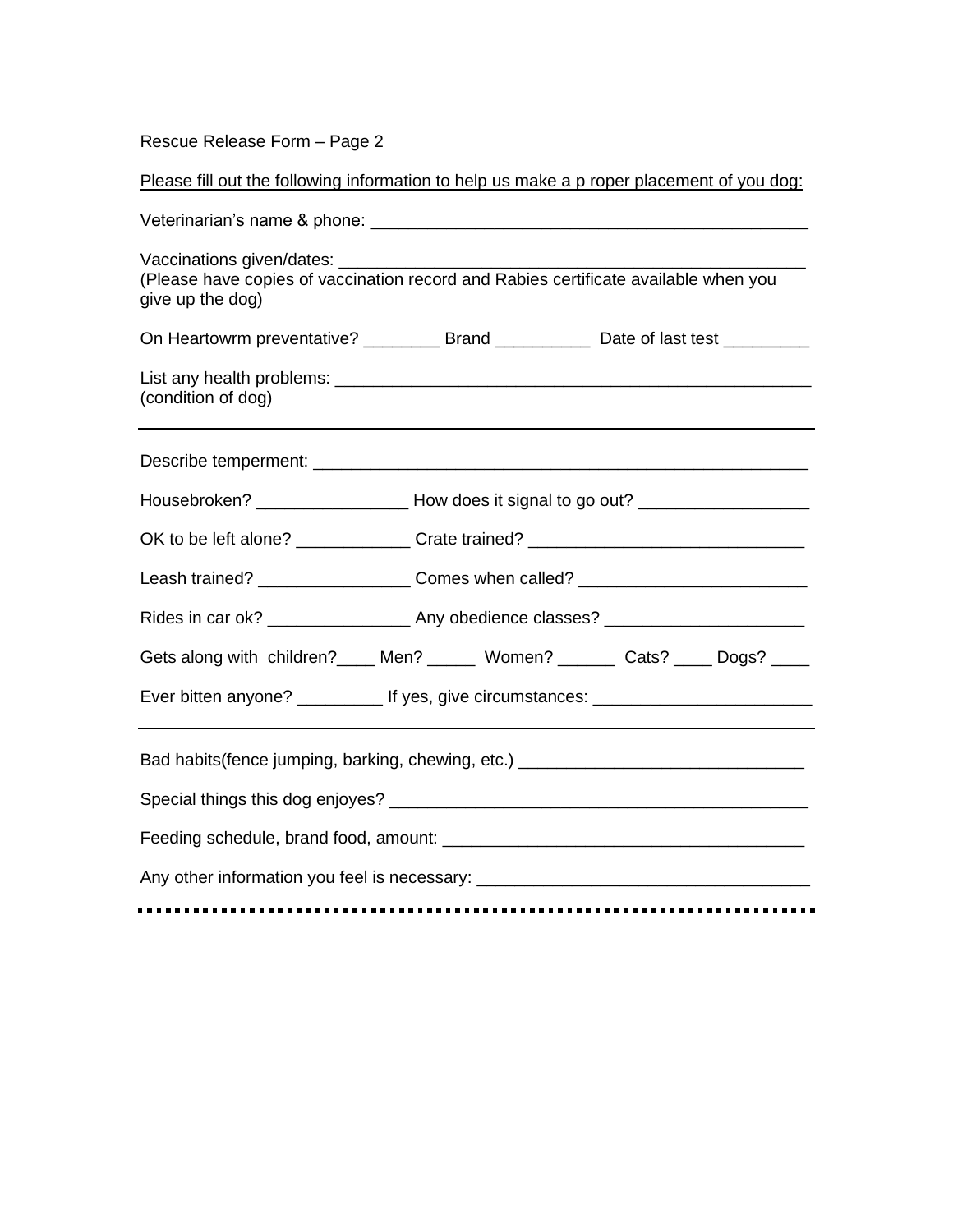Rescue Release Form – Page 2

<u>Please fill out the following information to help us make a p roper placement of you dog:</u>

Veterinarian's name & phone: ______________________________________________

Vaccinations given/dates: _________________________________________________
(Please have copies of vaccination record and Rabies certificate available when you give up the dog)

On Heartowrm preventative? ________ Brand __________ Date of last test _________

List any health problems: __________________________________________________
(condition of dog)

---

Describe temperment: _____________________________________________________

Housebroken? ________________ How does it signal to go out? __________________

OK to be left alone? ____________ Crate trained? ______________________________

Leash trained? ________________ Comes when called? ________________________

Rides in car ok? _______________ Any obedience classes? _____________________

Gets along with children?____ Men? _____ Women? ______ Cats? ____ Dogs? ____

Ever bitten anyone? _________ If yes, give circumstances: _______________________

---

Bad habits(fence jumping, barking, chewing, etc.) ______________________________

Special things this dog enjoyes? ____________________________________________

Feeding schedule, brand food, amount: ______________________________________

Any other information you feel is necessary: __________________________________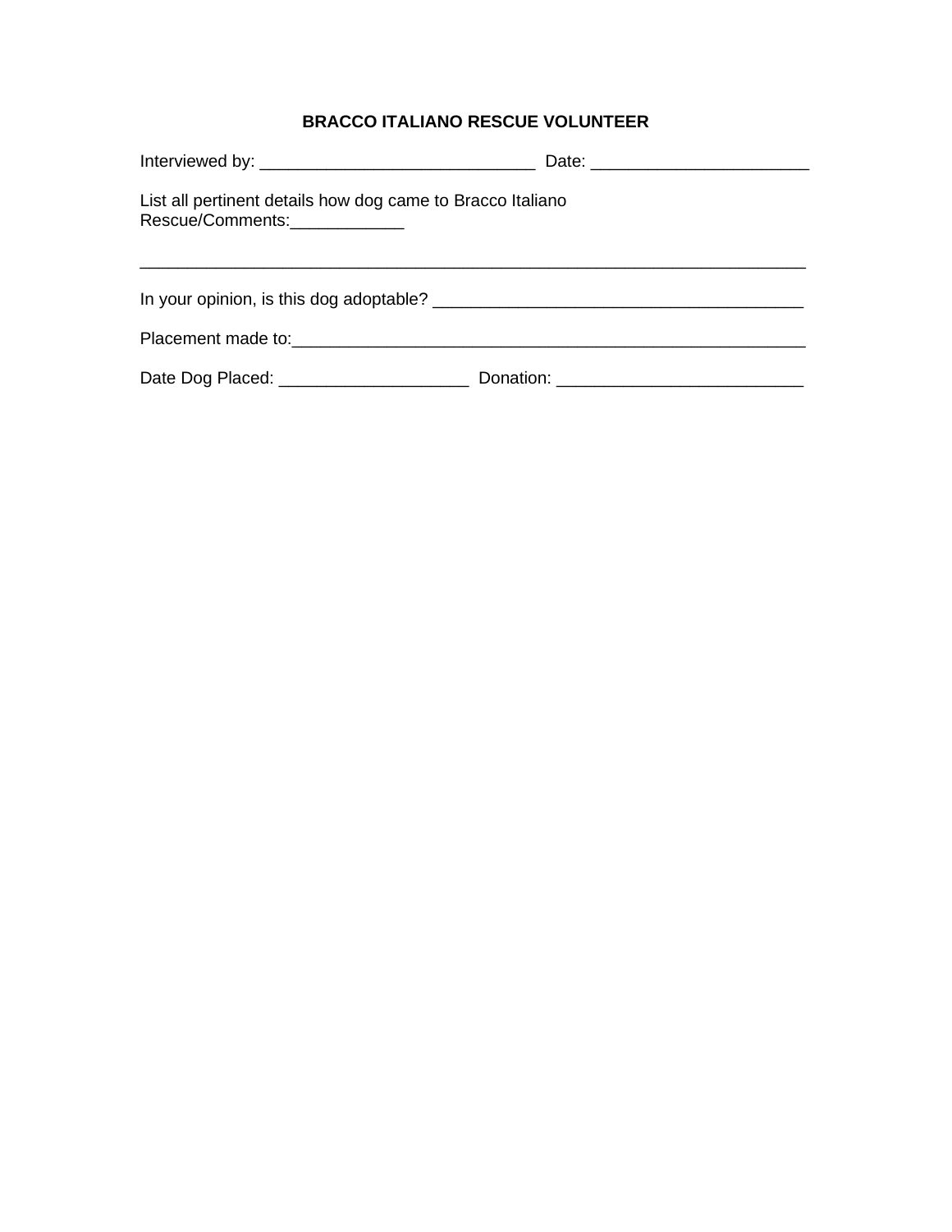**BRACCO ITALIANO RESCUE VOLUNTEER**

Interviewed by: _____________________________ Date: _______________________

List all pertinent details how dog came to Bracco Italiano Rescue/Comments:____________

_________________________________________________________________________

In your opinion, is this dog adoptable? ________________________________________

Placement made to:________________________________________________________

Date Dog Placed: ____________________ Donation: __________________________